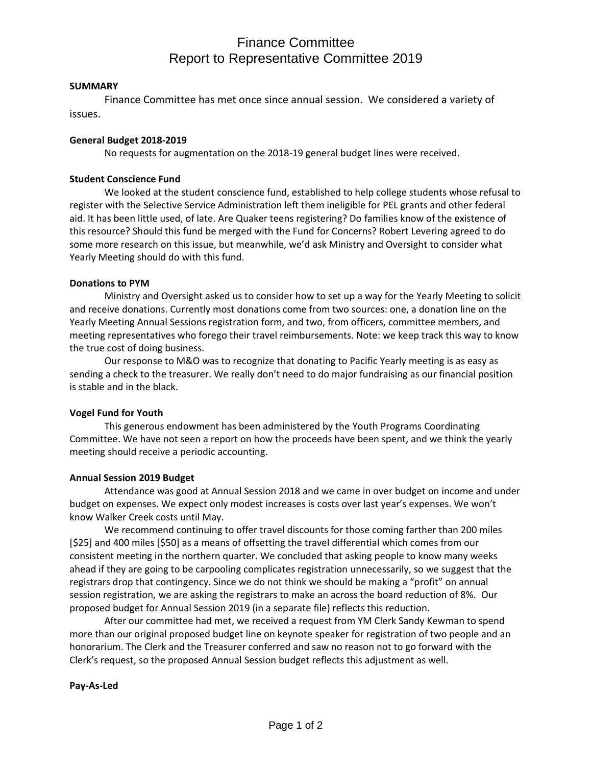# Finance Committee
# Report to Representative Committee 2019

**SUMMARY**

Finance Committee has met once since annual session. We considered a variety of issues.

**General Budget 2018-2019**

No requests for augmentation on the 2018-19 general budget lines were received.

**Student Conscience Fund**

We looked at the student conscience fund, established to help college students whose refusal to register with the Selective Service Administration left them ineligible for PEL grants and other federal aid. It has been little used, of late. Are Quaker teens registering? Do families know of the existence of this resource? Should this fund be merged with the Fund for Concerns? Robert Levering agreed to do some more research on this issue, but meanwhile, we'd ask Ministry and Oversight to consider what Yearly Meeting should do with this fund.

**Donations to PYM**

Ministry and Oversight asked us to consider how to set up a way for the Yearly Meeting to solicit and receive donations. Currently most donations come from two sources: one, a donation line on the Yearly Meeting Annual Sessions registration form, and two, from officers, committee members, and meeting representatives who forego their travel reimbursements. Note: we keep track this way to know the true cost of doing business.

Our response to M&O was to recognize that donating to Pacific Yearly meeting is as easy as sending a check to the treasurer. We really don't need to do major fundraising as our financial position is stable and in the black.

**Vogel Fund for Youth**

This generous endowment has been administered by the Youth Programs Coordinating Committee. We have not seen a report on how the proceeds have been spent, and we think the yearly meeting should receive a periodic accounting.

**Annual Session 2019 Budget**

Attendance was good at Annual Session 2018 and we came in over budget on income and under budget on expenses. We expect only modest increases is costs over last year's expenses. We won't know Walker Creek costs until May.

We recommend continuing to offer travel discounts for those coming farther than 200 miles [$25] and 400 miles [$50] as a means of offsetting the travel differential which comes from our consistent meeting in the northern quarter. We concluded that asking people to know many weeks ahead if they are going to be carpooling complicates registration unnecessarily, so we suggest that the registrars drop that contingency. Since we do not think we should be making a "profit" on annual session registration, we are asking the registrars to make an across the board reduction of 8%. Our proposed budget for Annual Session 2019 (in a separate file) reflects this reduction.

After our committee had met, we received a request from YM Clerk Sandy Kewman to spend more than our original proposed budget line on keynote speaker for registration of two people and an honorarium. The Clerk and the Treasurer conferred and saw no reason not to go forward with the Clerk's request, so the proposed Annual Session budget reflects this adjustment as well.

**Pay-As-Led**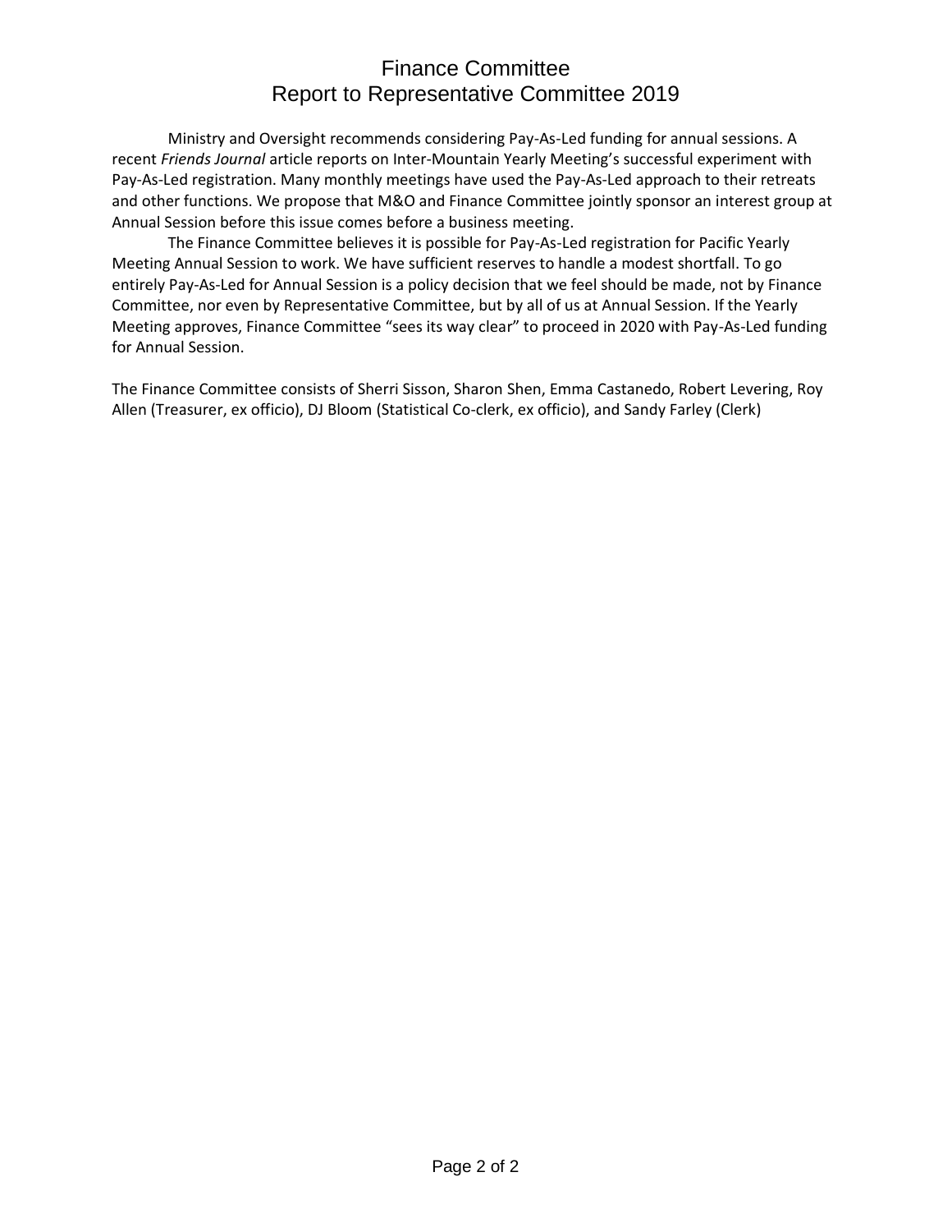# Finance Committee
## Report to Representative Committee 2019

Ministry and Oversight recommends considering Pay-As-Led funding for annual sessions. A recent *Friends Journal* article reports on Inter-Mountain Yearly Meeting's successful experiment with Pay-As-Led registration. Many monthly meetings have used the Pay-As-Led approach to their retreats and other functions. We propose that M&O and Finance Committee jointly sponsor an interest group at Annual Session before this issue comes before a business meeting.

The Finance Committee believes it is possible for Pay-As-Led registration for Pacific Yearly Meeting Annual Session to work. We have sufficient reserves to handle a modest shortfall. To go entirely Pay-As-Led for Annual Session is a policy decision that we feel should be made, not by Finance Committee, nor even by Representative Committee, but by all of us at Annual Session. If the Yearly Meeting approves, Finance Committee "sees its way clear" to proceed in 2020 with Pay-As-Led funding for Annual Session.

The Finance Committee consists of Sherri Sisson, Sharon Shen, Emma Castanedo, Robert Levering, Roy Allen (Treasurer, ex officio), DJ Bloom (Statistical Co-clerk, ex officio), and Sandy Farley (Clerk)